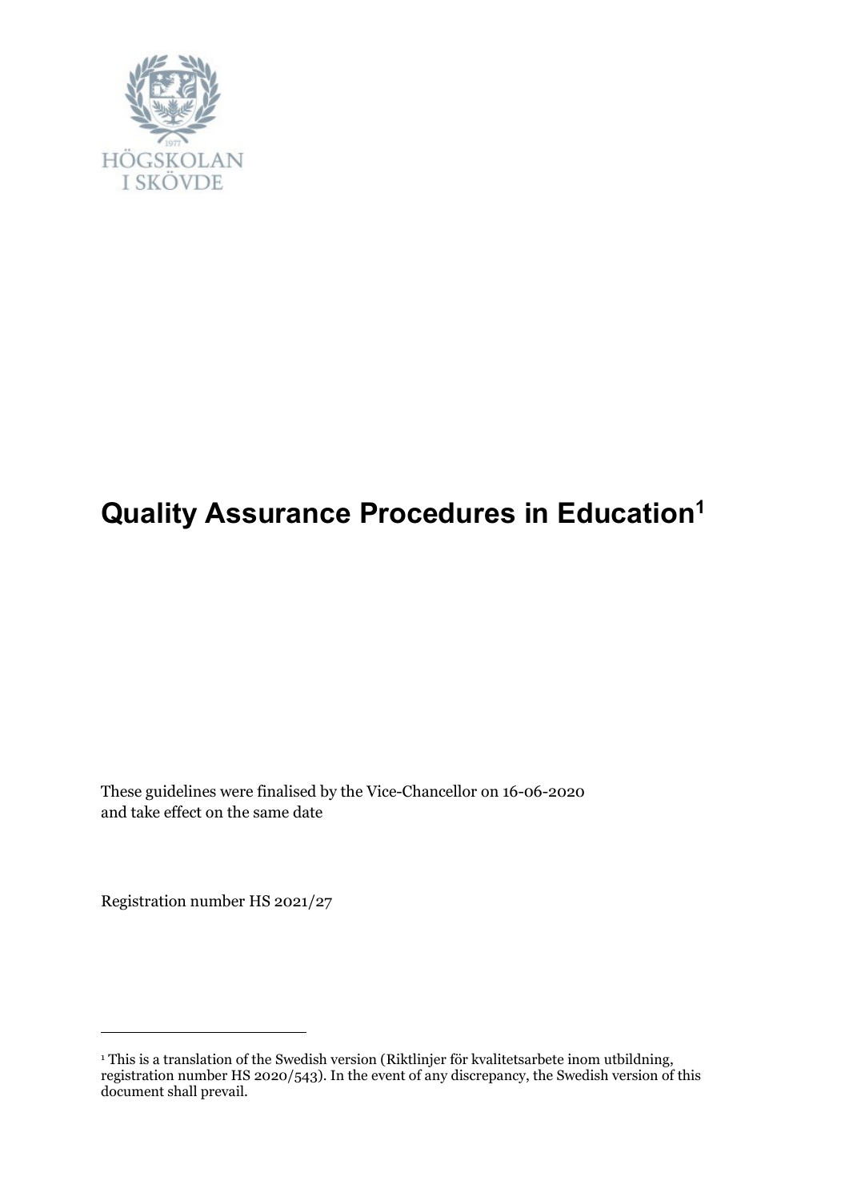# Quality Assurance Procedures in Education[1]

These guidelines were finalised by the Vice-Chancellor on 16-06-2020 and take effect on the same date

Registration number HS 2021/27

[1] This is a translation of the Swedish version (Riktlinjer för kvalitetsarbete inom utbildning, registration number HS 2020/543). In the event of any discrepancy, the Swedish version of this document shall prevail.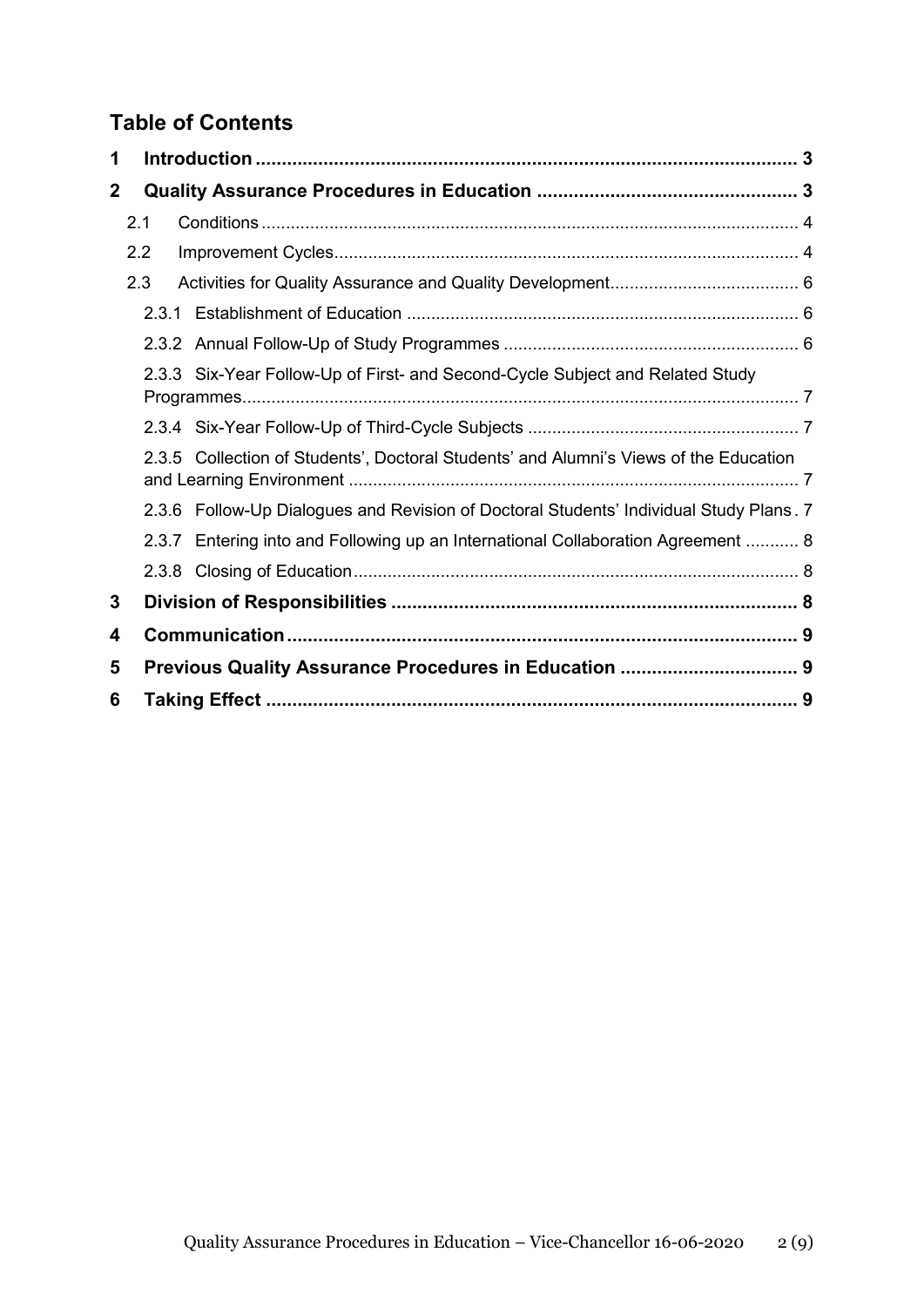## Table of Contents

1 Introduction ... 3

2 Quality Assurance Procedures in Education ... 3

- 2.1 Conditions ... 4
- 2.2 Improvement Cycles ... 4
- 2.3 Activities for Quality Assurance and Quality Development ... 6
  - 2.3.1 Establishment of Education ... 6
  - 2.3.2 Annual Follow-Up of Study Programmes ... 6
  - 2.3.3 Six-Year Follow-Up of First- and Second-Cycle Subject and Related Study Programmes ... 7
  - 2.3.4 Six-Year Follow-Up of Third-Cycle Subjects ... 7
  - 2.3.5 Collection of Students', Doctoral Students' and Alumni's Views of the Education and Learning Environment ... 7
  - 2.3.6 Follow-Up Dialogues and Revision of Doctoral Students' Individual Study Plans ... 7
  - 2.3.7 Entering into and Following up an International Collaboration Agreement ... 8
  - 2.3.8 Closing of Education ... 8

3 Division of Responsibilities ... 8

4 Communication ... 9

5 Previous Quality Assurance Procedures in Education ... 9

6 Taking Effect ... 9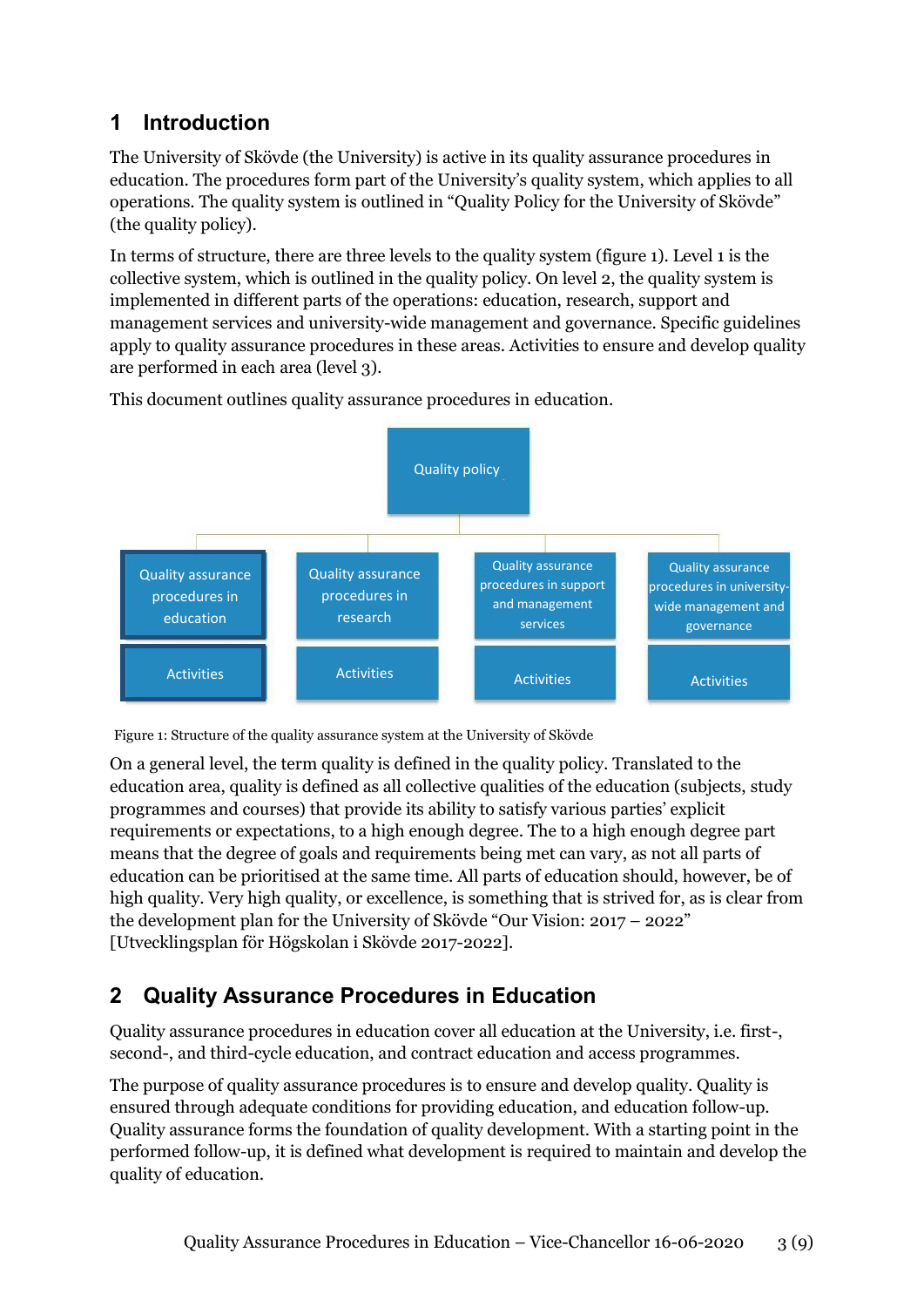# 1 Introduction

The University of Skövde (the University) is active in its quality assurance procedures in education. The procedures form part of the University's quality system, which applies to all operations. The quality system is outlined in "Quality Policy for the University of Skövde" (the quality policy).

In terms of structure, there are three levels to the quality system (figure 1). Level 1 is the collective system, which is outlined in the quality policy. On level 2, the quality system is implemented in different parts of the operations: education, research, support and management services and university-wide management and governance. Specific guidelines apply to quality assurance procedures in these areas. Activities to ensure and develop quality are performed in each area (level 3).

This document outlines quality assurance procedures in education.

Quality policy

| Quality assurance procedures in education | Quality assurance procedures in research | Quality assurance procedures in support and management services | Quality assurance procedures in university-wide management and governance |
|---|---|---|---|
| Activities | Activities | Activities | Activities |

Figure 1: Structure of the quality assurance system at the University of Skövde

On a general level, the term quality is defined in the quality policy. Translated to the education area, quality is defined as all collective qualities of the education (subjects, study programmes and courses) that provide its ability to satisfy various parties' explicit requirements or expectations, to a high enough degree. The to a high enough degree part means that the degree of goals and requirements being met can vary, as not all parts of education can be prioritised at the same time. All parts of education should, however, be of high quality. Very high quality, or excellence, is something that is strived for, as is clear from the development plan for the University of Skövde "Our Vision: 2017 – 2022" [Utvecklingsplan för Högskolan i Skövde 2017-2022].

# 2 Quality Assurance Procedures in Education

Quality assurance procedures in education cover all education at the University, i.e. first-, second-, and third-cycle education, and contract education and access programmes.

The purpose of quality assurance procedures is to ensure and develop quality. Quality is ensured through adequate conditions for providing education, and education follow-up. Quality assurance forms the foundation of quality development. With a starting point in the performed follow-up, it is defined what development is required to maintain and develop the quality of education.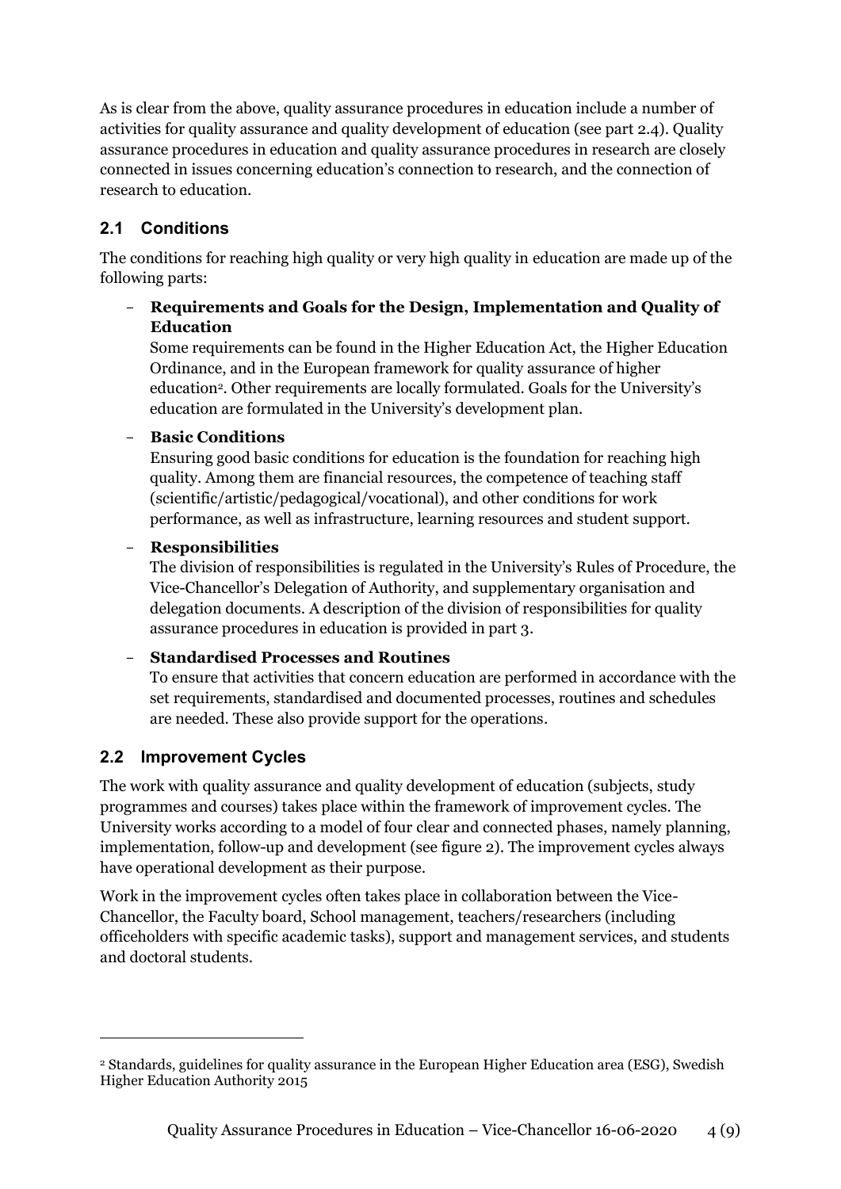As is clear from the above, quality assurance procedures in education include a number of activities for quality assurance and quality development of education (see part 2.4). Quality assurance procedures in education and quality assurance procedures in research are closely connected in issues concerning education's connection to research, and the connection of research to education.

## 2.1 Conditions

The conditions for reaching high quality or very high quality in education are made up of the following parts:

- **Requirements and Goals for the Design, Implementation and Quality of Education**
  Some requirements can be found in the Higher Education Act, the Higher Education Ordinance, and in the European framework for quality assurance of higher education[2]. Other requirements are locally formulated. Goals for the University's education are formulated in the University's development plan.

- **Basic Conditions**
  Ensuring good basic conditions for education is the foundation for reaching high quality. Among them are financial resources, the competence of teaching staff (scientific/artistic/pedagogical/vocational), and other conditions for work performance, as well as infrastructure, learning resources and student support.

- **Responsibilities**
  The division of responsibilities is regulated in the University's Rules of Procedure, the Vice-Chancellor's Delegation of Authority, and supplementary organisation and delegation documents. A description of the division of responsibilities for quality assurance procedures in education is provided in part 3.

- **Standardised Processes and Routines**
  To ensure that activities that concern education are performed in accordance with the set requirements, standardised and documented processes, routines and schedules are needed. These also provide support for the operations.

## 2.2 Improvement Cycles

The work with quality assurance and quality development of education (subjects, study programmes and courses) takes place within the framework of improvement cycles. The University works according to a model of four clear and connected phases, namely planning, implementation, follow-up and development (see figure 2). The improvement cycles always have operational development as their purpose.

Work in the improvement cycles often takes place in collaboration between the Vice-Chancellor, the Faculty board, School management, teachers/researchers (including officeholders with specific academic tasks), support and management services, and students and doctoral students.

---

[2] Standards, guidelines for quality assurance in the European Higher Education area (ESG), Swedish Higher Education Authority 2015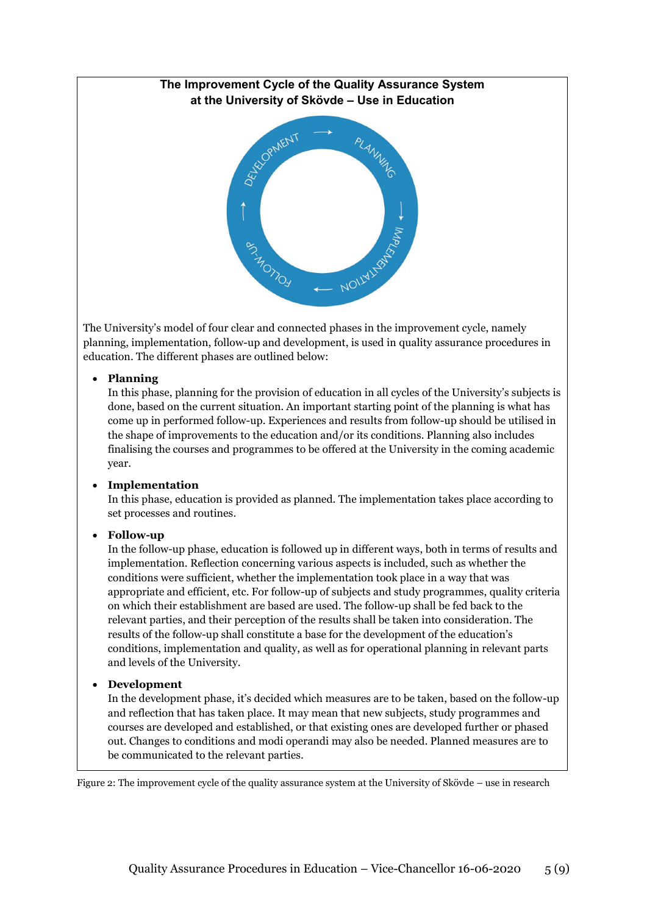**The Improvement Cycle of the Quality Assurance System at the University of Skövde – Use in Education**

The University's model of four clear and connected phases in the improvement cycle, namely planning, implementation, follow-up and development, is used in quality assurance procedures in education. The different phases are outlined below:

- **Planning**
  In this phase, planning for the provision of education in all cycles of the University's subjects is done, based on the current situation. An important starting point of the planning is what has come up in performed follow-up. Experiences and results from follow-up should be utilised in the shape of improvements to the education and/or its conditions. Planning also includes finalising the courses and programmes to be offered at the University in the coming academic year.

- **Implementation**
  In this phase, education is provided as planned. The implementation takes place according to set processes and routines.

- **Follow-up**
  In the follow-up phase, education is followed up in different ways, both in terms of results and implementation. Reflection concerning various aspects is included, such as whether the conditions were sufficient, whether the implementation took place in a way that was appropriate and efficient, etc. For follow-up of subjects and study programmes, quality criteria on which their establishment are based are used. The follow-up shall be fed back to the relevant parties, and their perception of the results shall be taken into consideration. The results of the follow-up shall constitute a base for the development of the education's conditions, implementation and quality, as well as for operational planning in relevant parts and levels of the University.

- **Development**
  In the development phase, it's decided which measures are to be taken, based on the follow-up and reflection that has taken place. It may mean that new subjects, study programmes and courses are developed and established, or that existing ones are developed further or phased out. Changes to conditions and modi operandi may also be needed. Planned measures are to be communicated to the relevant parties.

Figure 2: The improvement cycle of the quality assurance system at the University of Skövde – use in research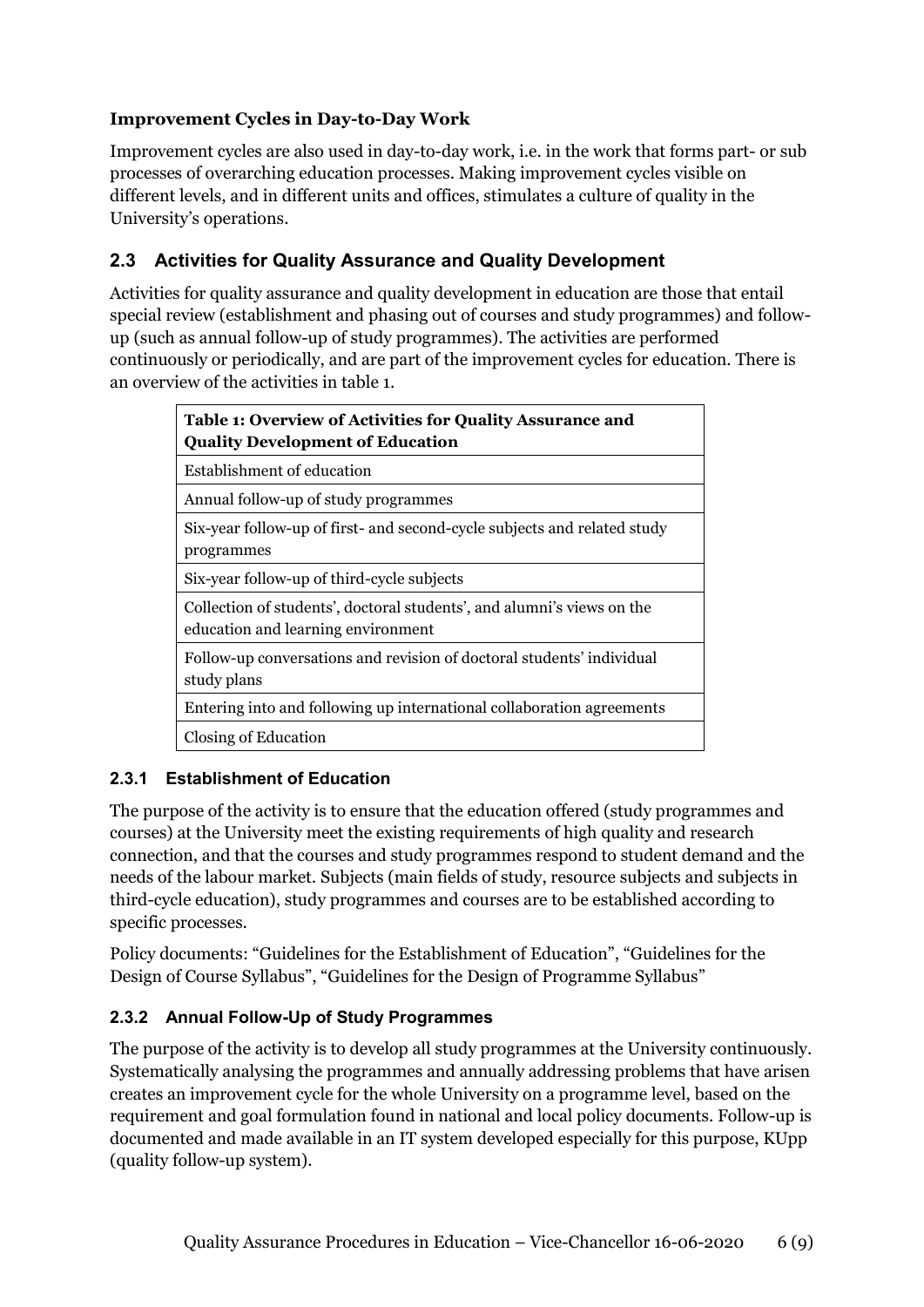**Improvement Cycles in Day-to-Day Work**

Improvement cycles are also used in day-to-day work, i.e. in the work that forms part- or sub processes of overarching education processes. Making improvement cycles visible on different levels, and in different units and offices, stimulates a culture of quality in the University's operations.

## 2.3 Activities for Quality Assurance and Quality Development

Activities for quality assurance and quality development in education are those that entail special review (establishment and phasing out of courses and study programmes) and follow-up (such as annual follow-up of study programmes). The activities are performed continuously or periodically, and are part of the improvement cycles for education. There is an overview of the activities in table 1.

| **Table 1: Overview of Activities for Quality Assurance and Quality Development of Education** |
|---|
| Establishment of education |
| Annual follow-up of study programmes |
| Six-year follow-up of first- and second-cycle subjects and related study programmes |
| Six-year follow-up of third-cycle subjects |
| Collection of students', doctoral students', and alumni's views on the education and learning environment |
| Follow-up conversations and revision of doctoral students' individual study plans |
| Entering into and following up international collaboration agreements |
| Closing of Education |

### 2.3.1 Establishment of Education

The purpose of the activity is to ensure that the education offered (study programmes and courses) at the University meet the existing requirements of high quality and research connection, and that the courses and study programmes respond to student demand and the needs of the labour market. Subjects (main fields of study, resource subjects and subjects in third-cycle education), study programmes and courses are to be established according to specific processes.

Policy documents: "Guidelines for the Establishment of Education", "Guidelines for the Design of Course Syllabus", "Guidelines for the Design of Programme Syllabus"

### 2.3.2 Annual Follow-Up of Study Programmes

The purpose of the activity is to develop all study programmes at the University continuously. Systematically analysing the programmes and annually addressing problems that have arisen creates an improvement cycle for the whole University on a programme level, based on the requirement and goal formulation found in national and local policy documents. Follow-up is documented and made available in an IT system developed especially for this purpose, KUpp (quality follow-up system).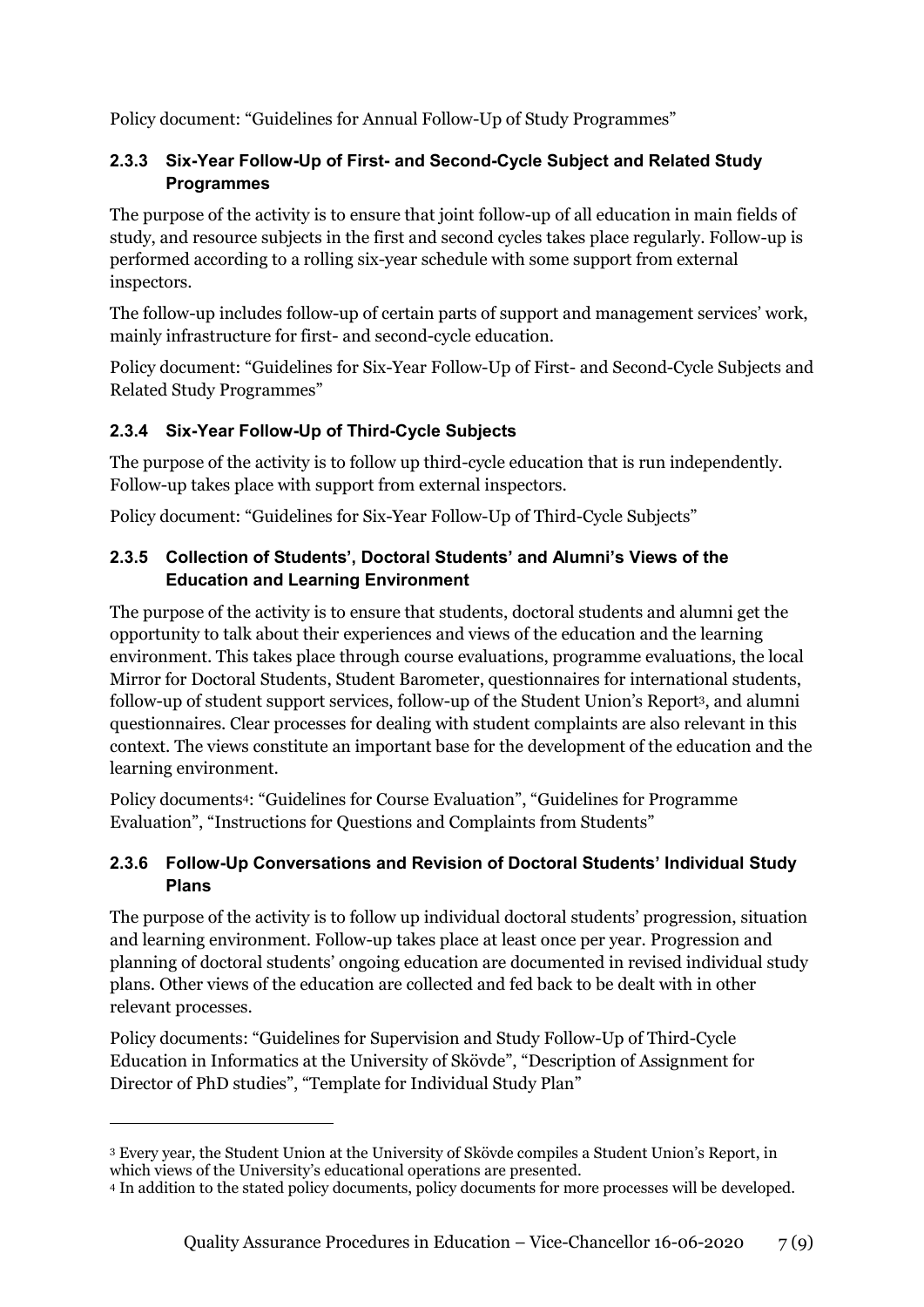Policy document: “Guidelines for Annual Follow-Up of Study Programmes”

### 2.3.3 Six-Year Follow-Up of First- and Second-Cycle Subject and Related Study Programmes

The purpose of the activity is to ensure that joint follow-up of all education in main fields of study, and resource subjects in the first and second cycles takes place regularly. Follow-up is performed according to a rolling six-year schedule with some support from external inspectors.

The follow-up includes follow-up of certain parts of support and management services’ work, mainly infrastructure for first- and second-cycle education.

Policy document: “Guidelines for Six-Year Follow-Up of First- and Second-Cycle Subjects and Related Study Programmes”

### 2.3.4 Six-Year Follow-Up of Third-Cycle Subjects

The purpose of the activity is to follow up third-cycle education that is run independently. Follow-up takes place with support from external inspectors.

Policy document: “Guidelines for Six-Year Follow-Up of Third-Cycle Subjects”

### 2.3.5 Collection of Students’, Doctoral Students’ and Alumni’s Views of the Education and Learning Environment

The purpose of the activity is to ensure that students, doctoral students and alumni get the opportunity to talk about their experiences and views of the education and the learning environment. This takes place through course evaluations, programme evaluations, the local Mirror for Doctoral Students, Student Barometer, questionnaires for international students, follow-up of student support services, follow-up of the Student Union’s Report[3], and alumni questionnaires. Clear processes for dealing with student complaints are also relevant in this context. The views constitute an important base for the development of the education and the learning environment.

Policy documents[4]: “Guidelines for Course Evaluation”, “Guidelines for Programme Evaluation”, “Instructions for Questions and Complaints from Students”

### 2.3.6 Follow-Up Conversations and Revision of Doctoral Students’ Individual Study Plans

The purpose of the activity is to follow up individual doctoral students’ progression, situation and learning environment. Follow-up takes place at least once per year. Progression and planning of doctoral students’ ongoing education are documented in revised individual study plans. Other views of the education are collected and fed back to be dealt with in other relevant processes.

Policy documents: “Guidelines for Supervision and Study Follow-Up of Third-Cycle Education in Informatics at the University of Skövde”, “Description of Assignment for Director of PhD studies”, “Template for Individual Study Plan”

---

[3] Every year, the Student Union at the University of Skövde compiles a Student Union’s Report, in which views of the University’s educational operations are presented.

[4] In addition to the stated policy documents, policy documents for more processes will be developed.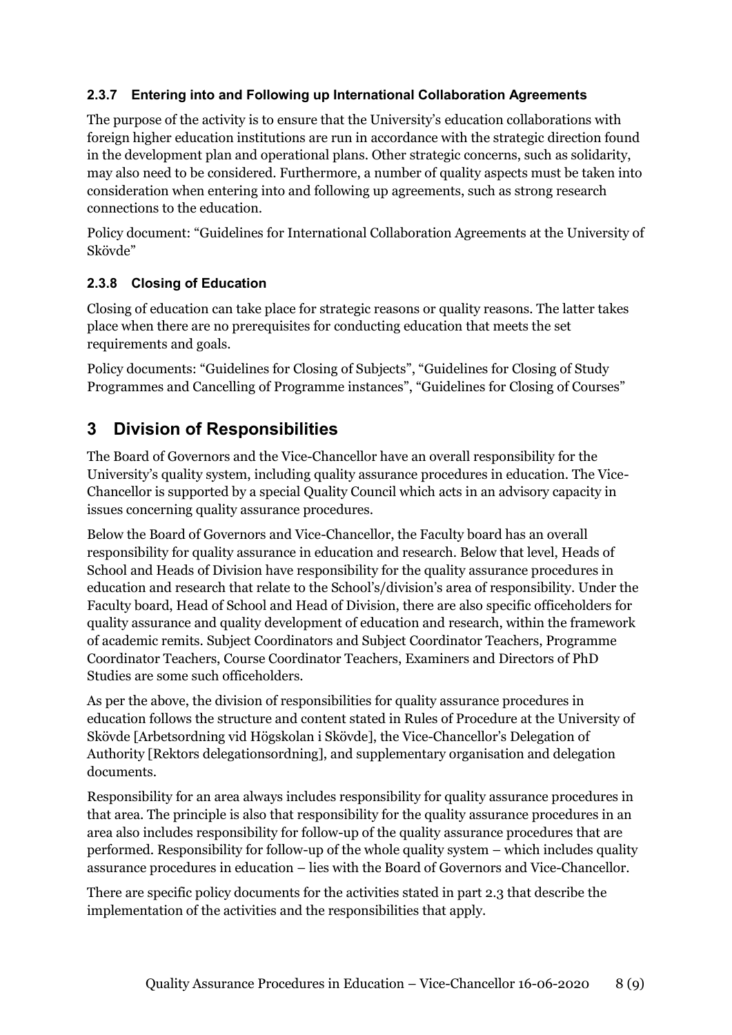### 2.3.7 Entering into and Following up International Collaboration Agreements

The purpose of the activity is to ensure that the University's education collaborations with foreign higher education institutions are run in accordance with the strategic direction found in the development plan and operational plans. Other strategic concerns, such as solidarity, may also need to be considered. Furthermore, a number of quality aspects must be taken into consideration when entering into and following up agreements, such as strong research connections to the education.

Policy document: "Guidelines for International Collaboration Agreements at the University of Skövde"

### 2.3.8 Closing of Education

Closing of education can take place for strategic reasons or quality reasons. The latter takes place when there are no prerequisites for conducting education that meets the set requirements and goals.

Policy documents: "Guidelines for Closing of Subjects", "Guidelines for Closing of Study Programmes and Cancelling of Programme instances", "Guidelines for Closing of Courses"

## 3 Division of Responsibilities

The Board of Governors and the Vice-Chancellor have an overall responsibility for the University's quality system, including quality assurance procedures in education. The Vice-Chancellor is supported by a special Quality Council which acts in an advisory capacity in issues concerning quality assurance procedures.

Below the Board of Governors and Vice-Chancellor, the Faculty board has an overall responsibility for quality assurance in education and research. Below that level, Heads of School and Heads of Division have responsibility for the quality assurance procedures in education and research that relate to the School's/division's area of responsibility. Under the Faculty board, Head of School and Head of Division, there are also specific officeholders for quality assurance and quality development of education and research, within the framework of academic remits. Subject Coordinators and Subject Coordinator Teachers, Programme Coordinator Teachers, Course Coordinator Teachers, Examiners and Directors of PhD Studies are some such officeholders.

As per the above, the division of responsibilities for quality assurance procedures in education follows the structure and content stated in Rules of Procedure at the University of Skövde [Arbetsordning vid Högskolan i Skövde], the Vice-Chancellor's Delegation of Authority [Rektors delegationsordning], and supplementary organisation and delegation documents.

Responsibility for an area always includes responsibility for quality assurance procedures in that area. The principle is also that responsibility for the quality assurance procedures in an area also includes responsibility for follow-up of the quality assurance procedures that are performed. Responsibility for follow-up of the whole quality system – which includes quality assurance procedures in education – lies with the Board of Governors and Vice-Chancellor.

There are specific policy documents for the activities stated in part 2.3 that describe the implementation of the activities and the responsibilities that apply.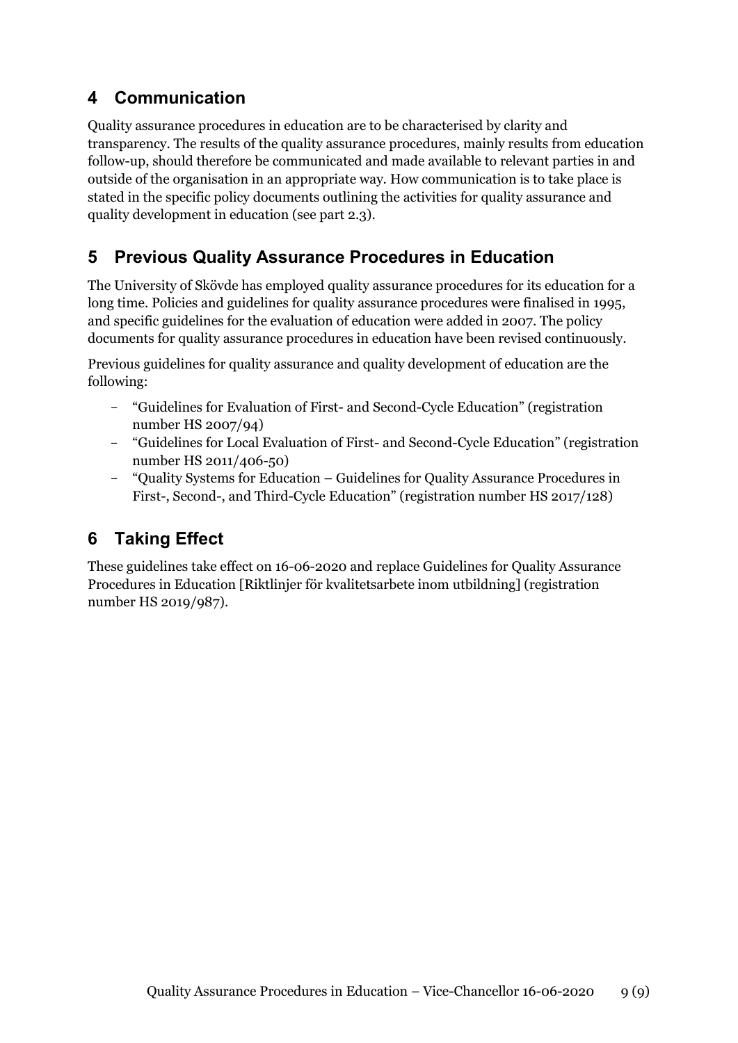## 4 Communication

Quality assurance procedures in education are to be characterised by clarity and transparency. The results of the quality assurance procedures, mainly results from education follow-up, should therefore be communicated and made available to relevant parties in and outside of the organisation in an appropriate way. How communication is to take place is stated in the specific policy documents outlining the activities for quality assurance and quality development in education (see part 2.3).

## 5 Previous Quality Assurance Procedures in Education

The University of Skövde has employed quality assurance procedures for its education for a long time. Policies and guidelines for quality assurance procedures were finalised in 1995, and specific guidelines for the evaluation of education were added in 2007. The policy documents for quality assurance procedures in education have been revised continuously.

Previous guidelines for quality assurance and quality development of education are the following:

- “Guidelines for Evaluation of First- and Second-Cycle Education” (registration number HS 2007/94)
- “Guidelines for Local Evaluation of First- and Second-Cycle Education” (registration number HS 2011/406-50)
- “Quality Systems for Education – Guidelines for Quality Assurance Procedures in First-, Second-, and Third-Cycle Education” (registration number HS 2017/128)

## 6 Taking Effect

These guidelines take effect on 16-06-2020 and replace Guidelines for Quality Assurance Procedures in Education [Riktlinjer för kvalitetsarbete inom utbildning] (registration number HS 2019/987).